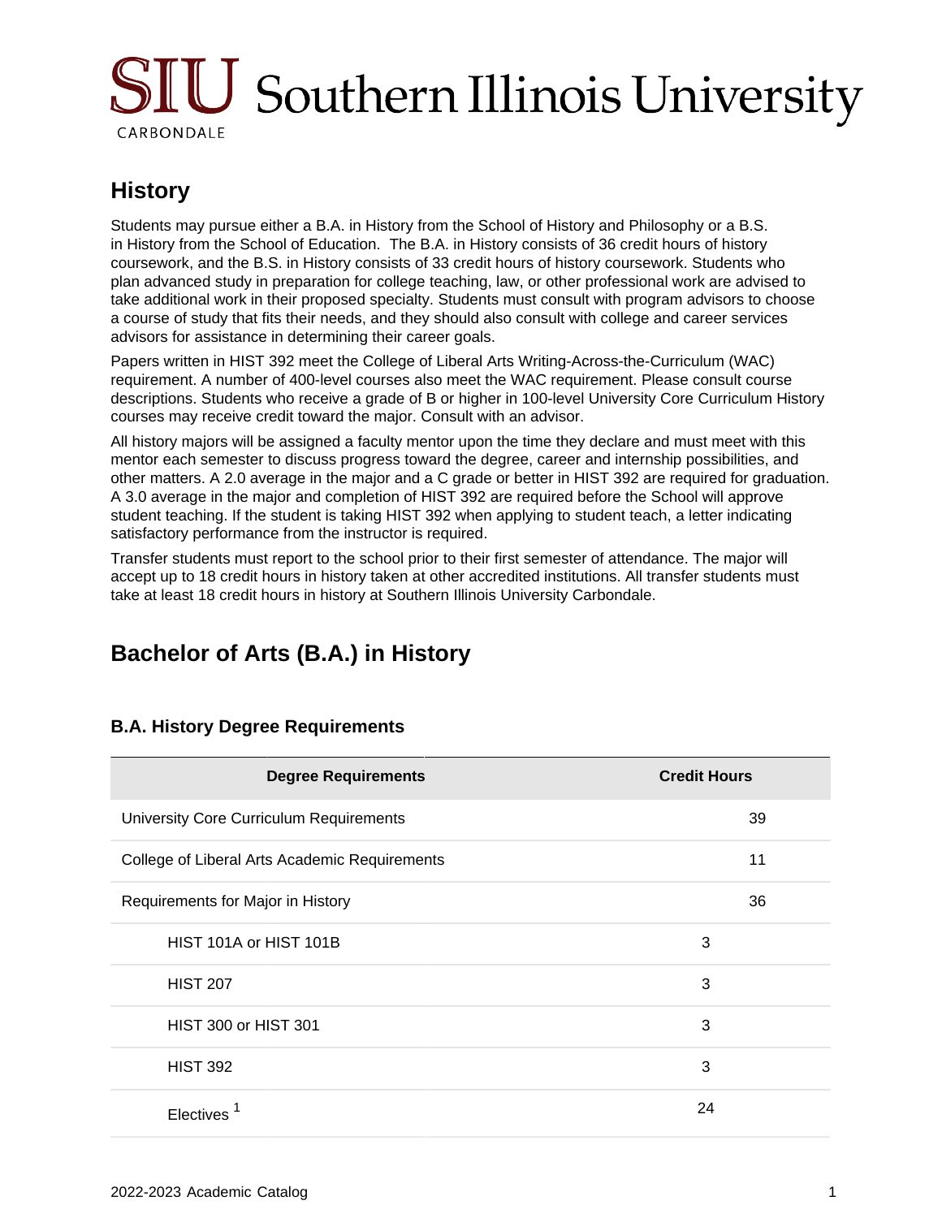# History

Students may pursue either a B.A. in History from the School of History and Philosophy or a B.S. in History from the School of Education. The B.A. in History consists of 36 credit hours of history coursework, and the B.S. in History consists of 33 credit hours of history coursework. Students who plan advanced study in preparation for college teaching, law, or other professional work are advised to take additional work in their proposed specialty. Students must consult with program advisors to choose a course of study that fits their needs, and they should also consult with college and career services advisors for assistance in determining their career goals.

Papers written in HIST 392 meet the College of Liberal Arts Writing-Across-the-Curriculum (WAC) requirement. A number of 400-level courses also meet the WAC requirement. Please consult course descriptions. Students who receive a grade of B or higher in 100-level University Core Curriculum History courses may receive credit toward the major. Consult with an advisor.

All history majors will be assigned a faculty mentor upon the time they declare and must meet with this mentor each semester to discuss progress toward the degree, career and internship possibilities, and other matters. A 2.0 average in the major and a C grade or better in HIST 392 are required for graduation. A 3.0 average in the major and completion of HIST 392 are required before the School will approve student teaching. If the student is taking HIST 392 when applying to student teach, a letter indicating satisfactory performance from the instructor is required.

Transfer students must report to the school prior to their first semester of attendance. The major will accept up to 18 credit hours in history taken at other accredited institutions. All transfer students must take at least 18 credit hours in history at Southern Illinois University Carbondale.

## Bachelor of Arts (B.A.) in History

### B.A. History Degree Requirements

| Degree Requirements | Credit Hours | |
|---|---|---|
| University Core Curriculum Requirements | | 39 |
| College of Liberal Arts Academic Requirements | | 11 |
| Requirements for Major in History | | 36 |
| HIST 101A or HIST 101B | 3 | |
| HIST 207 | 3 | |
| HIST 300 or HIST 301 | 3 | |
| HIST 392 | 3 | |
| Electives [1] | 24 | |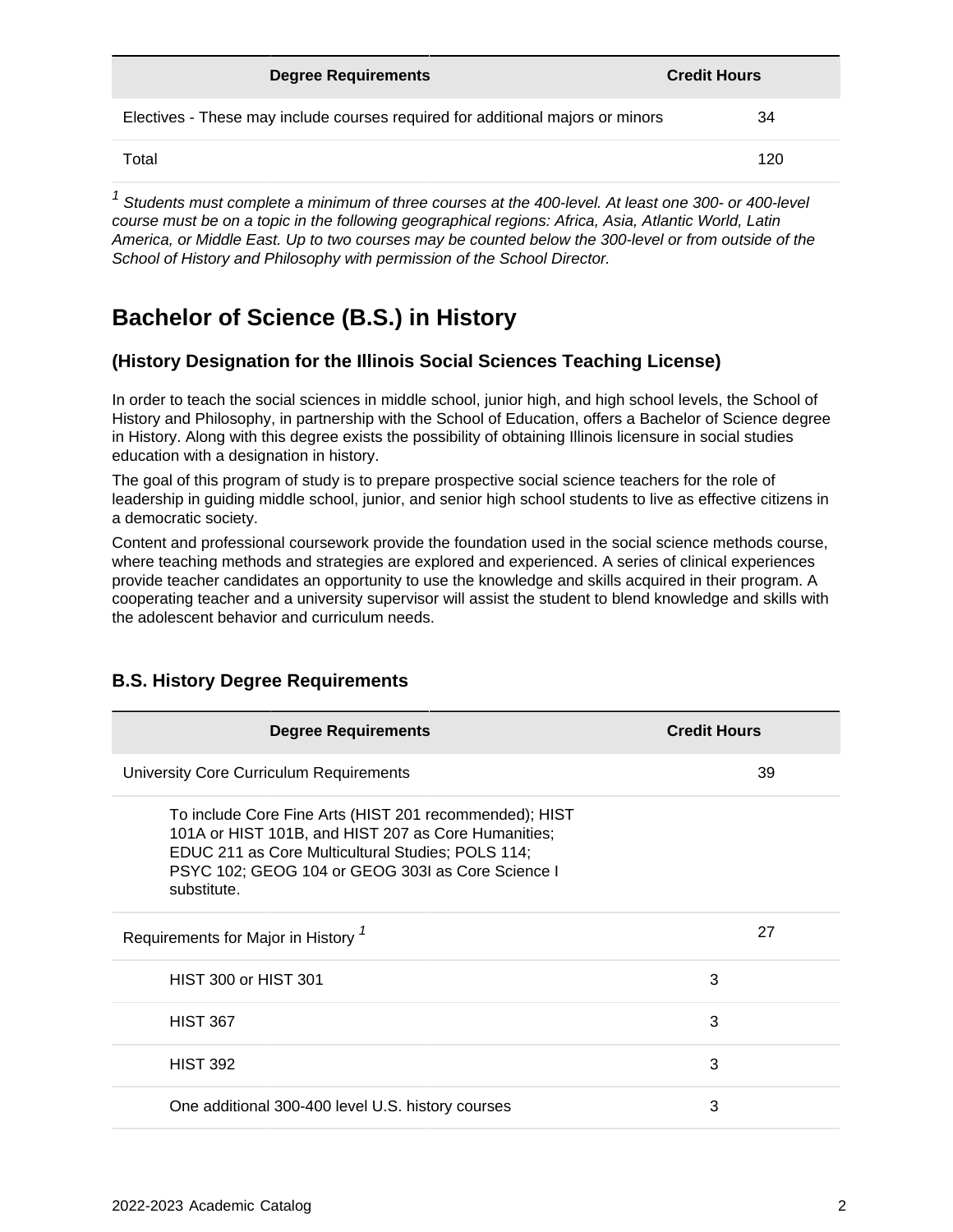| Degree Requirements | Credit Hours | |
|---|---|---|
| Electives - These may include courses required for additional majors or minors | | 34 |
| Total | | 120 |

[1] *Students must complete a minimum of three courses at the 400-level. At least one 300- or 400-level course must be on a topic in the following geographical regions: Africa, Asia, Atlantic World, Latin America, or Middle East. Up to two courses may be counted below the 300-level or from outside of the School of History and Philosophy with permission of the School Director.*

## Bachelor of Science (B.S.) in History

### (History Designation for the Illinois Social Sciences Teaching License)

In order to teach the social sciences in middle school, junior high, and high school levels, the School of History and Philosophy, in partnership with the School of Education, offers a Bachelor of Science degree in History. Along with this degree exists the possibility of obtaining Illinois licensure in social studies education with a designation in history.

The goal of this program of study is to prepare prospective social science teachers for the role of leadership in guiding middle school, junior, and senior high school students to live as effective citizens in a democratic society.

Content and professional coursework provide the foundation used in the social science methods course, where teaching methods and strategies are explored and experienced. A series of clinical experiences provide teacher candidates an opportunity to use the knowledge and skills acquired in their program. A cooperating teacher and a university supervisor will assist the student to blend knowledge and skills with the adolescent behavior and curriculum needs.

### B.S. History Degree Requirements

| Degree Requirements | Credit Hours | |
|---|---|---|
| University Core Curriculum Requirements | | 39 |
| To include Core Fine Arts (HIST 201 recommended); HIST 101A or HIST 101B, and HIST 207 as Core Humanities; EDUC 211 as Core Multicultural Studies; POLS 114; PSYC 102; GEOG 104 or GEOG 303I as Core Science I substitute. | | |
| Requirements for Major in History [1] | | 27 |
| HIST 300 or HIST 301 | 3 | |
| HIST 367 | 3 | |
| HIST 392 | 3 | |
| One additional 300-400 level U.S. history courses | 3 | |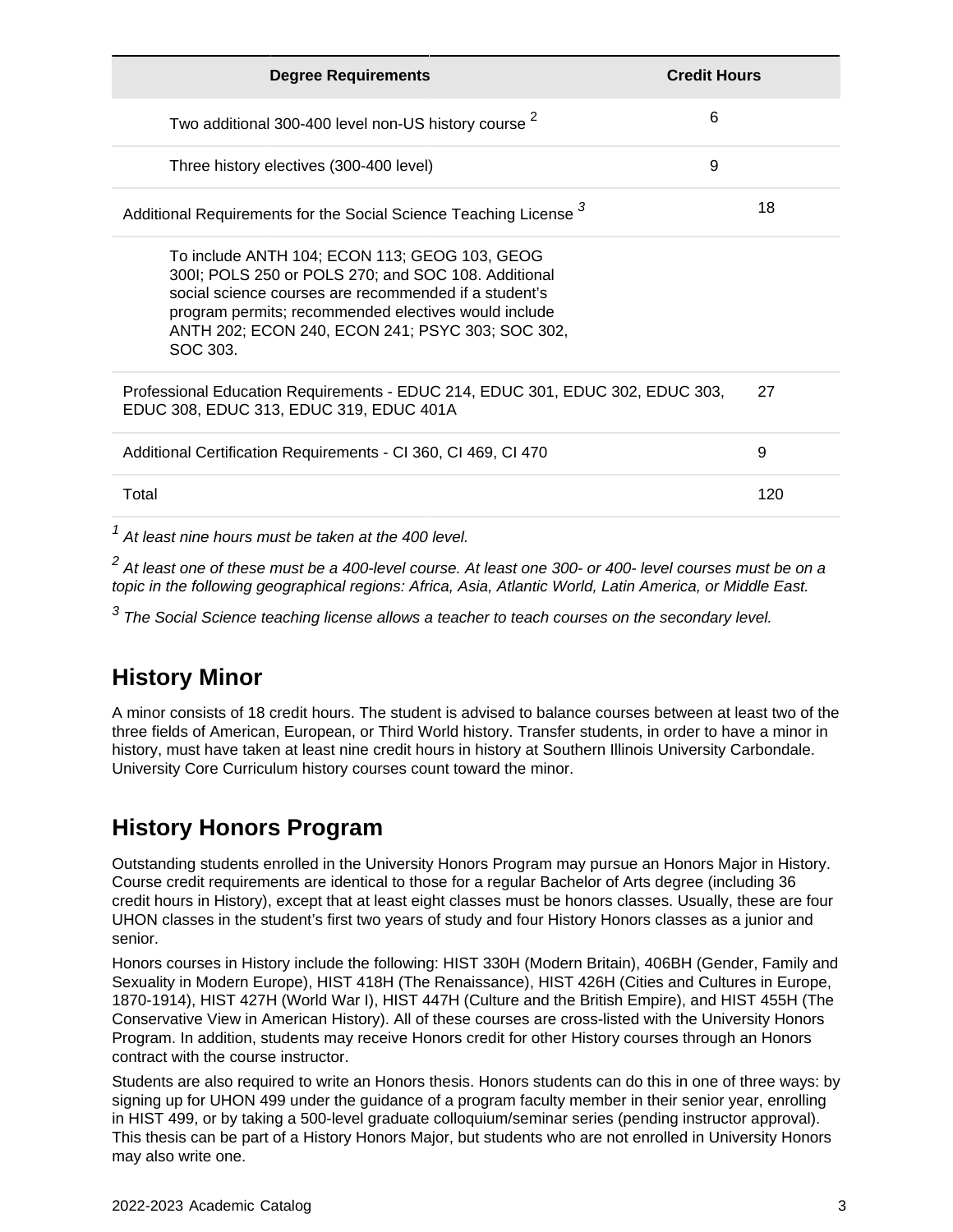| Degree Requirements | Credit Hours | |
|---|---|---|
| Two additional 300-400 level non-US history course [2] | 6 | |
| Three history electives (300-400 level) | 9 | |
| Additional Requirements for the Social Science Teaching License [3] | | 18 |
| To include ANTH 104; ECON 113; GEOG 103, GEOG 300I; POLS 250 or POLS 270; and SOC 108. Additional social science courses are recommended if a student's program permits; recommended electives would include ANTH 202; ECON 240, ECON 241; PSYC 303; SOC 302, SOC 303. | | |
| Professional Education Requirements - EDUC 214, EDUC 301, EDUC 302, EDUC 303, EDUC 308, EDUC 313, EDUC 319, EDUC 401A | | 27 |
| Additional Certification Requirements - CI 360, CI 469, CI 470 | | 9 |
| Total | | 120 |

[1] *At least nine hours must be taken at the 400 level.*

[2] *At least one of these must be a 400-level course. At least one 300- or 400- level courses must be on a topic in the following geographical regions: Africa, Asia, Atlantic World, Latin America, or Middle East.*

[3] *The Social Science teaching license allows a teacher to teach courses on the secondary level.*

## History Minor

A minor consists of 18 credit hours. The student is advised to balance courses between at least two of the three fields of American, European, or Third World history. Transfer students, in order to have a minor in history, must have taken at least nine credit hours in history at Southern Illinois University Carbondale. University Core Curriculum history courses count toward the minor.

## History Honors Program

Outstanding students enrolled in the University Honors Program may pursue an Honors Major in History. Course credit requirements are identical to those for a regular Bachelor of Arts degree (including 36 credit hours in History), except that at least eight classes must be honors classes. Usually, these are four UHON classes in the student's first two years of study and four History Honors classes as a junior and senior.

Honors courses in History include the following: HIST 330H (Modern Britain), 406BH (Gender, Family and Sexuality in Modern Europe), HIST 418H (The Renaissance), HIST 426H (Cities and Cultures in Europe, 1870-1914), HIST 427H (World War I), HIST 447H (Culture and the British Empire), and HIST 455H (The Conservative View in American History). All of these courses are cross-listed with the University Honors Program. In addition, students may receive Honors credit for other History courses through an Honors contract with the course instructor.

Students are also required to write an Honors thesis. Honors students can do this in one of three ways: by signing up for UHON 499 under the guidance of a program faculty member in their senior year, enrolling in HIST 499, or by taking a 500-level graduate colloquium/seminar series (pending instructor approval). This thesis can be part of a History Honors Major, but students who are not enrolled in University Honors may also write one.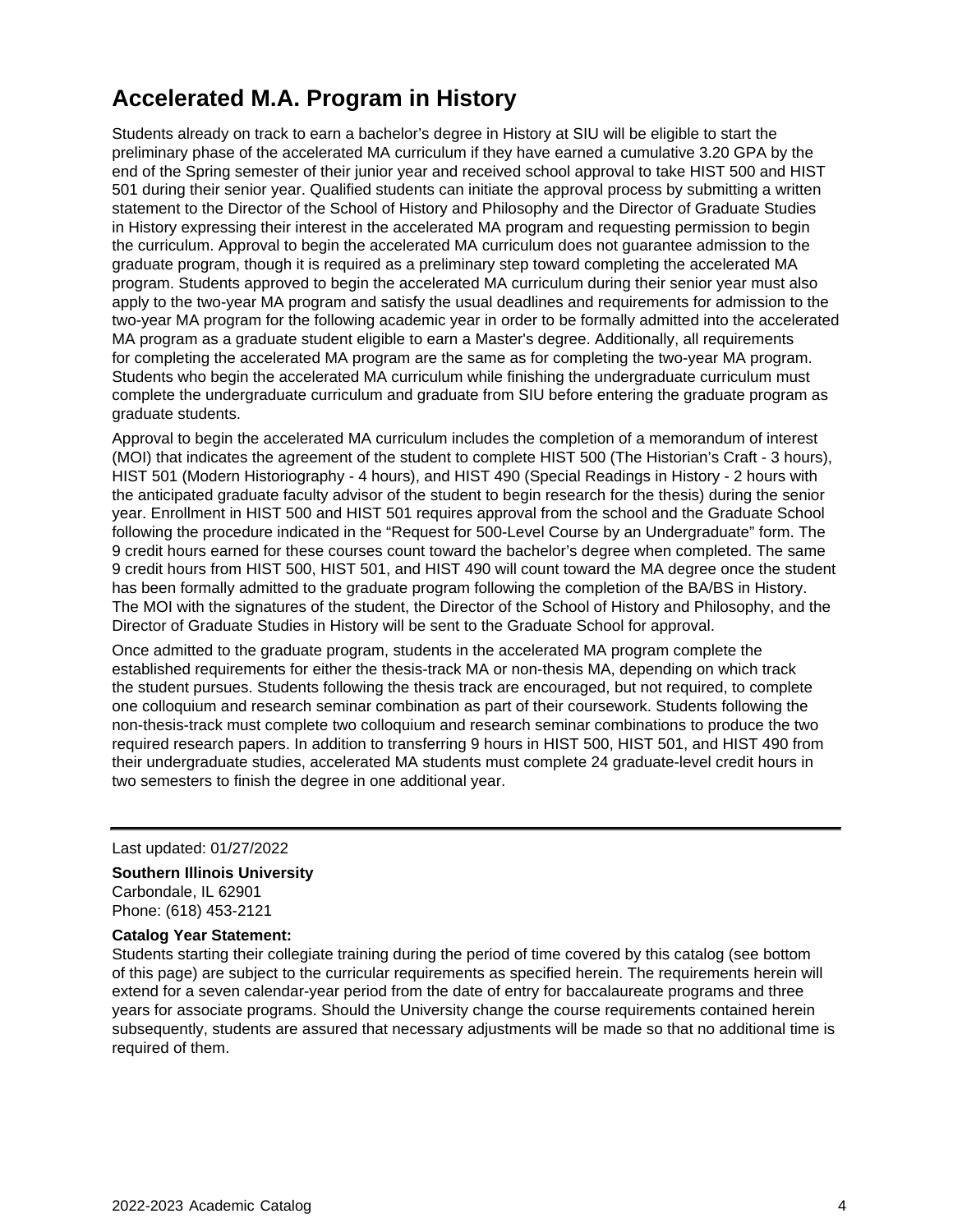## Accelerated M.A. Program in History

Students already on track to earn a bachelor's degree in History at SIU will be eligible to start the preliminary phase of the accelerated MA curriculum if they have earned a cumulative 3.20 GPA by the end of the Spring semester of their junior year and received school approval to take HIST 500 and HIST 501 during their senior year. Qualified students can initiate the approval process by submitting a written statement to the Director of the School of History and Philosophy and the Director of Graduate Studies in History expressing their interest in the accelerated MA program and requesting permission to begin the curriculum. Approval to begin the accelerated MA curriculum does not guarantee admission to the graduate program, though it is required as a preliminary step toward completing the accelerated MA program. Students approved to begin the accelerated MA curriculum during their senior year must also apply to the two-year MA program and satisfy the usual deadlines and requirements for admission to the two-year MA program for the following academic year in order to be formally admitted into the accelerated MA program as a graduate student eligible to earn a Master's degree. Additionally, all requirements for completing the accelerated MA program are the same as for completing the two-year MA program. Students who begin the accelerated MA curriculum while finishing the undergraduate curriculum must complete the undergraduate curriculum and graduate from SIU before entering the graduate program as graduate students.

Approval to begin the accelerated MA curriculum includes the completion of a memorandum of interest (MOI) that indicates the agreement of the student to complete HIST 500 (The Historian's Craft - 3 hours), HIST 501 (Modern Historiography - 4 hours), and HIST 490 (Special Readings in History - 2 hours with the anticipated graduate faculty advisor of the student to begin research for the thesis) during the senior year. Enrollment in HIST 500 and HIST 501 requires approval from the school and the Graduate School following the procedure indicated in the "Request for 500-Level Course by an Undergraduate" form. The 9 credit hours earned for these courses count toward the bachelor's degree when completed. The same 9 credit hours from HIST 500, HIST 501, and HIST 490 will count toward the MA degree once the student has been formally admitted to the graduate program following the completion of the BA/BS in History. The MOI with the signatures of the student, the Director of the School of History and Philosophy, and the Director of Graduate Studies in History will be sent to the Graduate School for approval.

Once admitted to the graduate program, students in the accelerated MA program complete the established requirements for either the thesis-track MA or non-thesis MA, depending on which track the student pursues. Students following the thesis track are encouraged, but not required, to complete one colloquium and research seminar combination as part of their coursework. Students following the non-thesis-track must complete two colloquium and research seminar combinations to produce the two required research papers. In addition to transferring 9 hours in HIST 500, HIST 501, and HIST 490 from their undergraduate studies, accelerated MA students must complete 24 graduate-level credit hours in two semesters to finish the degree in one additional year.

---

Last updated: 01/27/2022

**Southern Illinois University**
Carbondale, IL 62901
Phone: (618) 453-2121

**Catalog Year Statement:**
Students starting their collegiate training during the period of time covered by this catalog (see bottom of this page) are subject to the curricular requirements as specified herein. The requirements herein will extend for a seven calendar-year period from the date of entry for baccalaureate programs and three years for associate programs. Should the University change the course requirements contained herein subsequently, students are assured that necessary adjustments will be made so that no additional time is required of them.

2022-2023 Academic Catalog